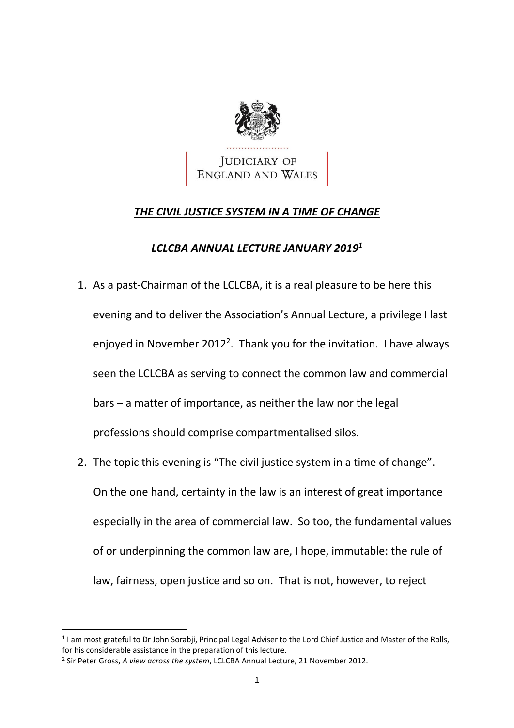JUDICIARY OF ENGLAND AND WALES

# ***THE CIVIL JUSTICE SYSTEM IN A TIME OF CHANGE***

## ***LCLCBA ANNUAL LECTURE JANUARY 2019[1]***

1. As a past-Chairman of the LCLCBA, it is a real pleasure to be here this evening and to deliver the Association's Annual Lecture, a privilege I last enjoyed in November 2012[2]. Thank you for the invitation. I have always seen the LCLCBA as serving to connect the common law and commercial bars – a matter of importance, as neither the law nor the legal professions should comprise compartmentalised silos.

2. The topic this evening is "The civil justice system in a time of change". On the one hand, certainty in the law is an interest of great importance especially in the area of commercial law. So too, the fundamental values of or underpinning the common law are, I hope, immutable: the rule of law, fairness, open justice and so on. That is not, however, to reject

---

[1] I am most grateful to Dr John Sorabji, Principal Legal Adviser to the Lord Chief Justice and Master of the Rolls, for his considerable assistance in the preparation of this lecture.

[2] Sir Peter Gross, *A view across the system*, LCLCBA Annual Lecture, 21 November 2012.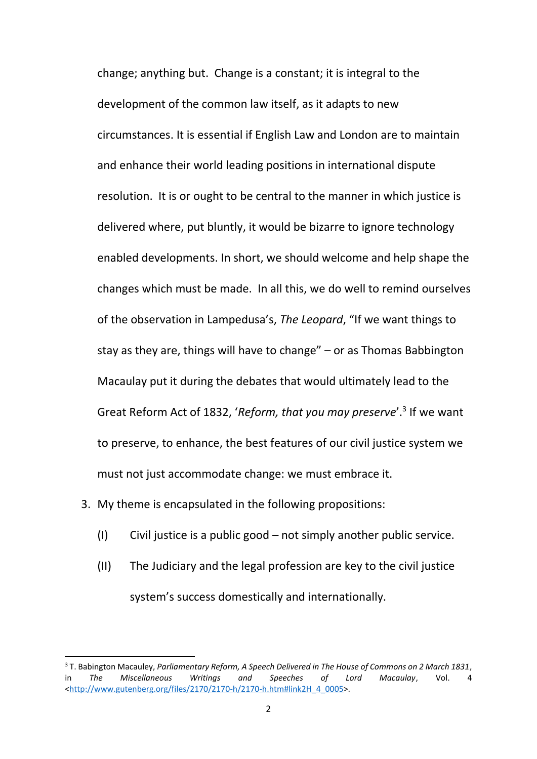change; anything but. Change is a constant; it is integral to the development of the common law itself, as it adapts to new circumstances. It is essential if English Law and London are to maintain and enhance their world leading positions in international dispute resolution. It is or ought to be central to the manner in which justice is delivered where, put bluntly, it would be bizarre to ignore technology enabled developments. In short, we should welcome and help shape the changes which must be made. In all this, we do well to remind ourselves of the observation in Lampedusa's, *The Leopard*, "If we want things to stay as they are, things will have to change" – or as Thomas Babbington Macaulay put it during the debates that would ultimately lead to the Great Reform Act of 1832, '*Reform, that you may preserve*'.[3] If we want to preserve, to enhance, the best features of our civil justice system we must not just accommodate change: we must embrace it.

3. My theme is encapsulated in the following propositions:

   (I) Civil justice is a public good – not simply another public service.

   (II) The Judiciary and the legal profession are key to the civil justice system's success domestically and internationally.

---

[3] T. Babington Macauley, *Parliamentary Reform, A Speech Delivered in The House of Commons on 2 March 1831*, in *The Miscellaneous Writings and Speeches of Lord Macaulay*, Vol. 4 <http://www.gutenberg.org/files/2170/2170-h/2170-h.htm#link2H_4_0005>.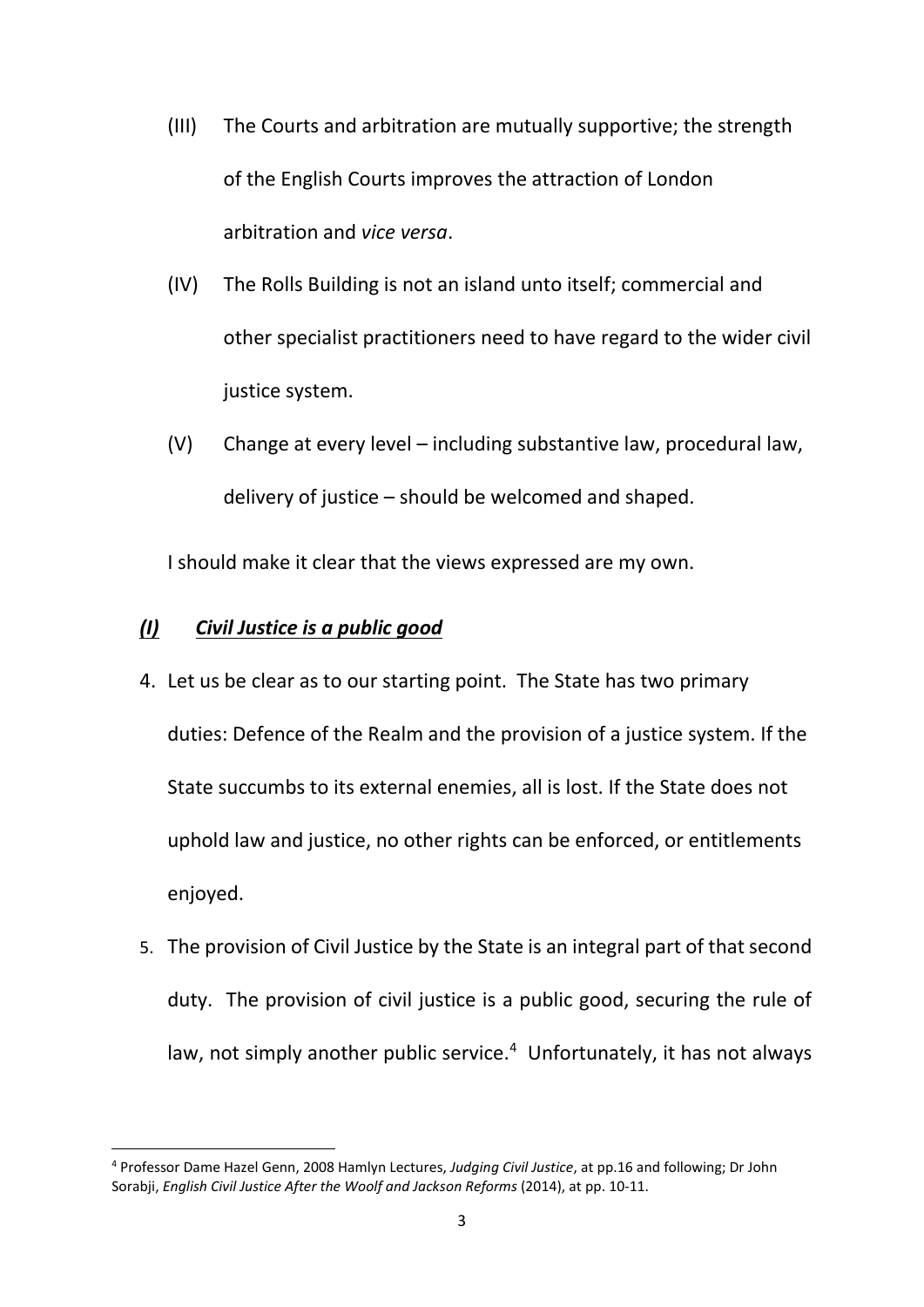(III) The Courts and arbitration are mutually supportive; the strength of the English Courts improves the attraction of London arbitration and *vice versa*.

(IV) The Rolls Building is not an island unto itself; commercial and other specialist practitioners need to have regard to the wider civil justice system.

(V) Change at every level – including substantive law, procedural law, delivery of justice – should be welcomed and shaped.

I should make it clear that the views expressed are my own.

## ***(I) Civil Justice is a public good***

4. Let us be clear as to our starting point. The State has two primary duties: Defence of the Realm and the provision of a justice system. If the State succumbs to its external enemies, all is lost. If the State does not uphold law and justice, no other rights can be enforced, or entitlements enjoyed.

5. The provision of Civil Justice by the State is an integral part of that second duty. The provision of civil justice is a public good, securing the rule of law, not simply another public service.[4] Unfortunately, it has not always

---

[4] Professor Dame Hazel Genn, 2008 Hamlyn Lectures, *Judging Civil Justice*, at pp.16 and following; Dr John Sorabji, *English Civil Justice After the Woolf and Jackson Reforms* (2014), at pp. 10-11.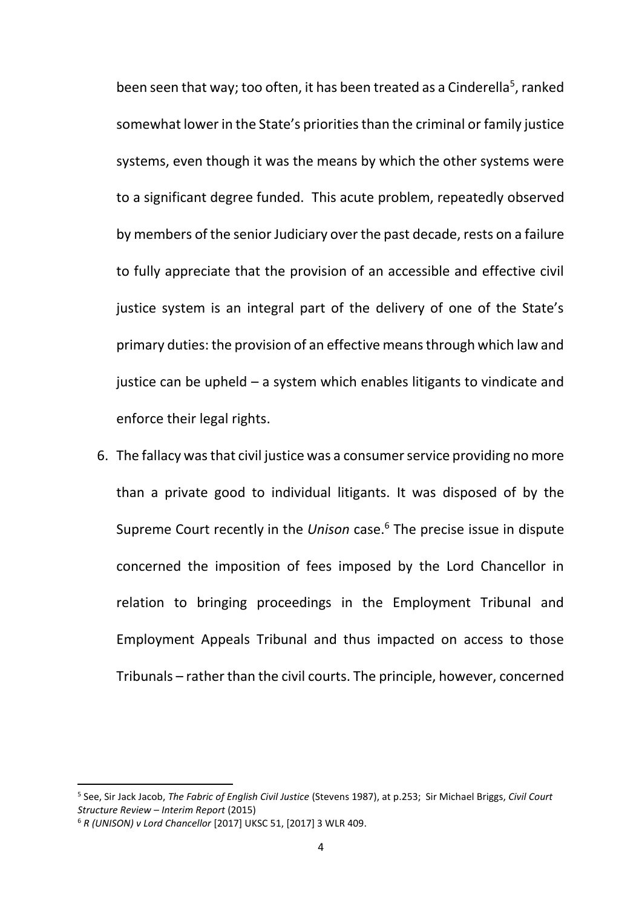been seen that way; too often, it has been treated as a Cinderella[5], ranked somewhat lower in the State's priorities than the criminal or family justice systems, even though it was the means by which the other systems were to a significant degree funded. This acute problem, repeatedly observed by members of the senior Judiciary over the past decade, rests on a failure to fully appreciate that the provision of an accessible and effective civil justice system is an integral part of the delivery of one of the State's primary duties: the provision of an effective means through which law and justice can be upheld – a system which enables litigants to vindicate and enforce their legal rights.

6. The fallacy was that civil justice was a consumer service providing no more than a private good to individual litigants. It was disposed of by the Supreme Court recently in the *Unison* case.[6] The precise issue in dispute concerned the imposition of fees imposed by the Lord Chancellor in relation to bringing proceedings in the Employment Tribunal and Employment Appeals Tribunal and thus impacted on access to those Tribunals – rather than the civil courts. The principle, however, concerned

---

[5] See, Sir Jack Jacob, *The Fabric of English Civil Justice* (Stevens 1987), at p.253; Sir Michael Briggs, *Civil Court Structure Review – Interim Report* (2015)

[6] *R (UNISON) v Lord Chancellor* [2017] UKSC 51, [2017] 3 WLR 409.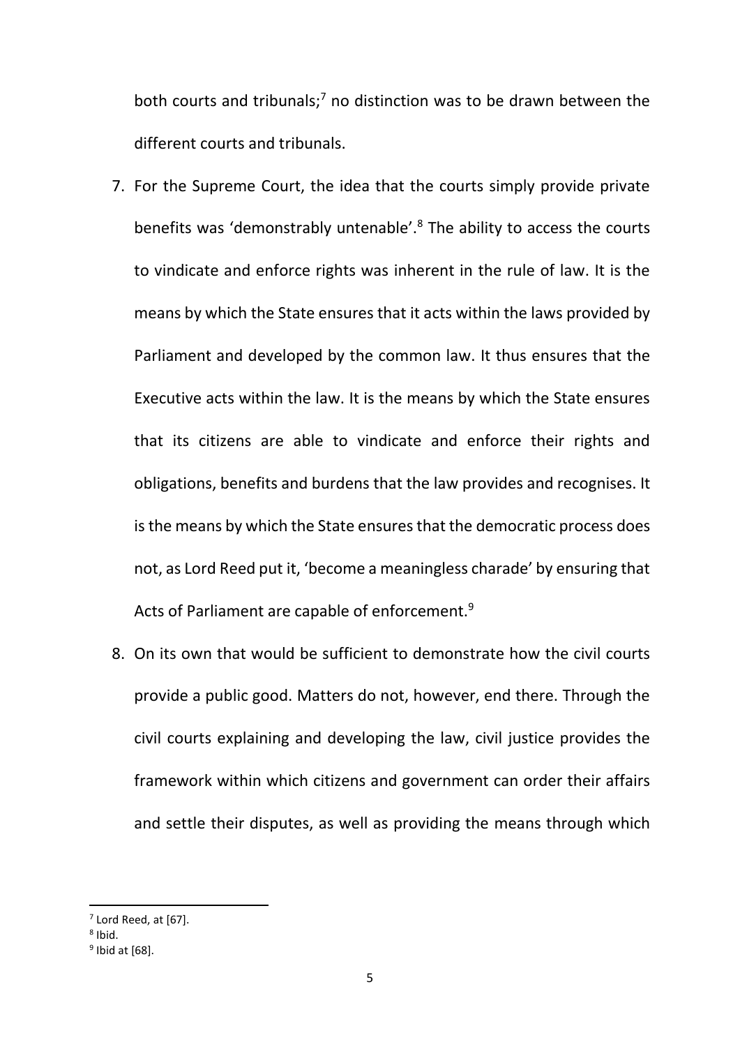both courts and tribunals;[7] no distinction was to be drawn between the different courts and tribunals.

7. For the Supreme Court, the idea that the courts simply provide private benefits was 'demonstrably untenable'.[8] The ability to access the courts to vindicate and enforce rights was inherent in the rule of law. It is the means by which the State ensures that it acts within the laws provided by Parliament and developed by the common law. It thus ensures that the Executive acts within the law. It is the means by which the State ensures that its citizens are able to vindicate and enforce their rights and obligations, benefits and burdens that the law provides and recognises. It is the means by which the State ensures that the democratic process does not, as Lord Reed put it, 'become a meaningless charade' by ensuring that Acts of Parliament are capable of enforcement.[9]

8. On its own that would be sufficient to demonstrate how the civil courts provide a public good. Matters do not, however, end there. Through the civil courts explaining and developing the law, civil justice provides the framework within which citizens and government can order their affairs and settle their disputes, as well as providing the means through which

---

[7] Lord Reed, at [67].

[8] Ibid.

[9] Ibid at [68].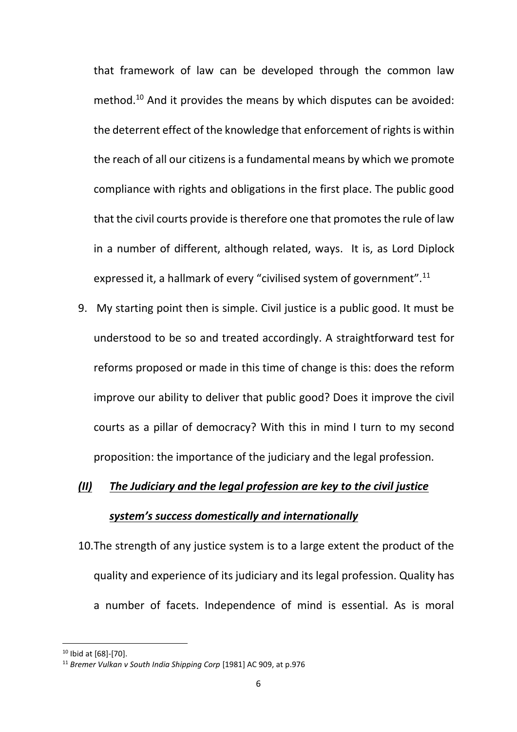that framework of law can be developed through the common law method.[10] And it provides the means by which disputes can be avoided: the deterrent effect of the knowledge that enforcement of rights is within the reach of all our citizens is a fundamental means by which we promote compliance with rights and obligations in the first place. The public good that the civil courts provide is therefore one that promotes the rule of law in a number of different, although related, ways. It is, as Lord Diplock expressed it, a hallmark of every "civilised system of government".[11]

9. My starting point then is simple. Civil justice is a public good. It must be understood to be so and treated accordingly. A straightforward test for reforms proposed or made in this time of change is this: does the reform improve our ability to deliver that public good? Does it improve the civil courts as a pillar of democracy? With this in mind I turn to my second proposition: the importance of the judiciary and the legal profession.

### ***(II) The Judiciary and the legal profession are key to the civil justice system's success domestically and internationally***

10. The strength of any justice system is to a large extent the product of the quality and experience of its judiciary and its legal profession. Quality has a number of facets. Independence of mind is essential. As is moral

---

[10] Ibid at [68]-[70].

[11] *Bremer Vulkan v South India Shipping Corp* [1981] AC 909, at p.976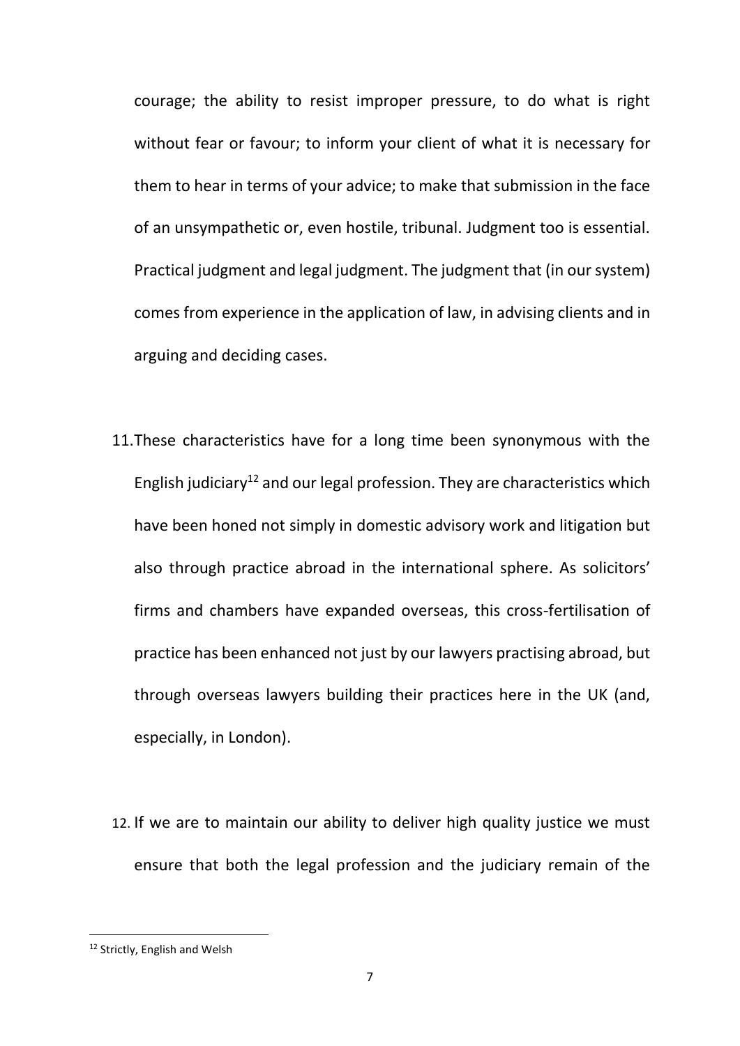courage; the ability to resist improper pressure, to do what is right without fear or favour; to inform your client of what it is necessary for them to hear in terms of your advice; to make that submission in the face of an unsympathetic or, even hostile, tribunal. Judgment too is essential. Practical judgment and legal judgment. The judgment that (in our system) comes from experience in the application of law, in advising clients and in arguing and deciding cases.

11. These characteristics have for a long time been synonymous with the English judiciary[12] and our legal profession. They are characteristics which have been honed not simply in domestic advisory work and litigation but also through practice abroad in the international sphere. As solicitors' firms and chambers have expanded overseas, this cross-fertilisation of practice has been enhanced not just by our lawyers practising abroad, but through overseas lawyers building their practices here in the UK (and, especially, in London).

12. If we are to maintain our ability to deliver high quality justice we must ensure that both the legal profession and the judiciary remain of the

[12] Strictly, English and Welsh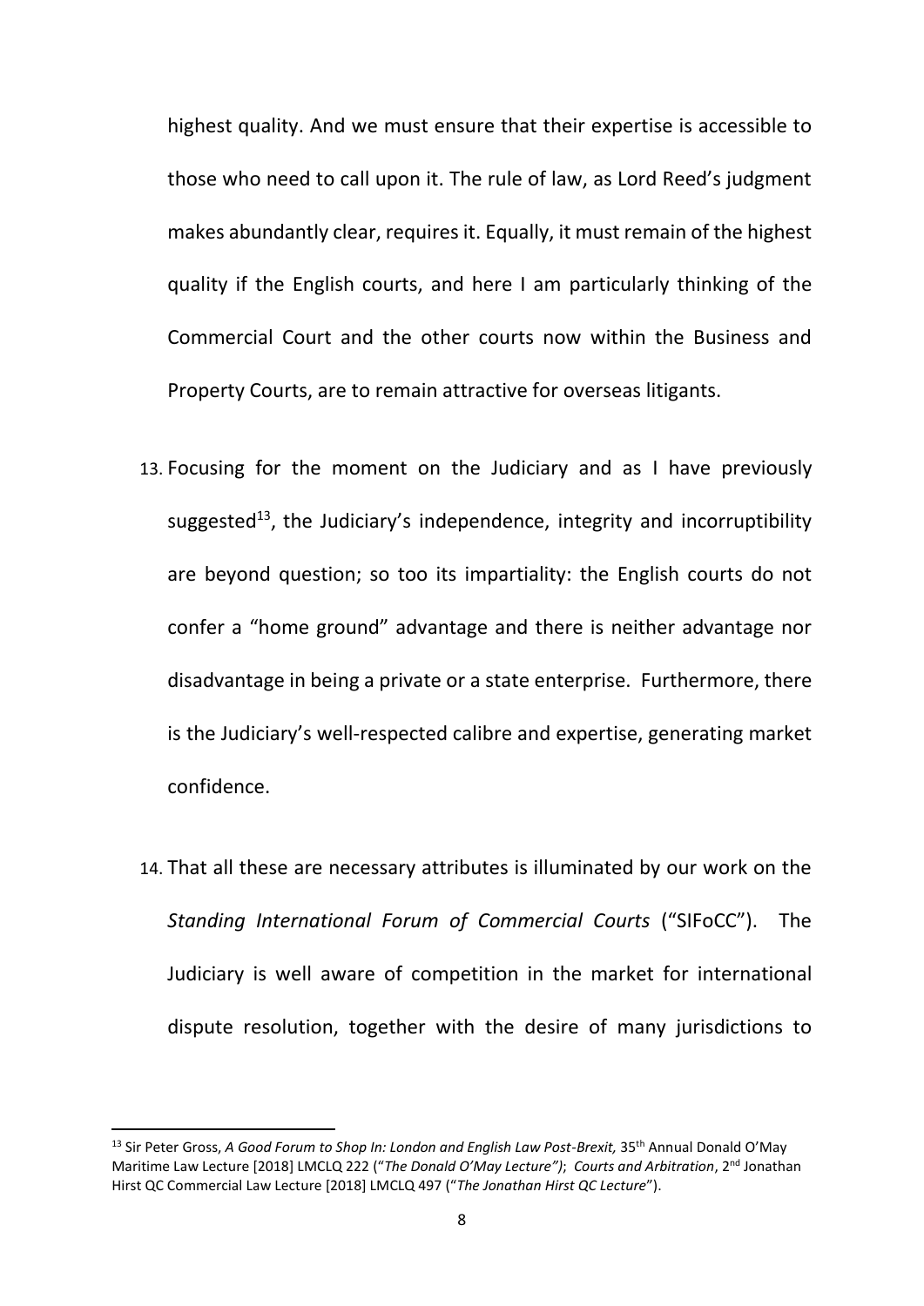highest quality. And we must ensure that their expertise is accessible to those who need to call upon it. The rule of law, as Lord Reed's judgment makes abundantly clear, requires it. Equally, it must remain of the highest quality if the English courts, and here I am particularly thinking of the Commercial Court and the other courts now within the Business and Property Courts, are to remain attractive for overseas litigants.

13. Focusing for the moment on the Judiciary and as I have previously suggested[13], the Judiciary's independence, integrity and incorruptibility are beyond question; so too its impartiality: the English courts do not confer a "home ground" advantage and there is neither advantage nor disadvantage in being a private or a state enterprise. Furthermore, there is the Judiciary's well-respected calibre and expertise, generating market confidence.

14. That all these are necessary attributes is illuminated by our work on the *Standing International Forum of Commercial Courts* ("SIFoCC"). The Judiciary is well aware of competition in the market for international dispute resolution, together with the desire of many jurisdictions to

---

[13] Sir Peter Gross, *A Good Forum to Shop In: London and English Law Post-Brexit,* 35th Annual Donald O'May Maritime Law Lecture [2018] LMCLQ 222 ("*The Donald O'May Lecture")*; *Courts and Arbitration*, 2nd Jonathan Hirst QC Commercial Law Lecture [2018] LMCLQ 497 ("*The Jonathan Hirst QC Lecture*").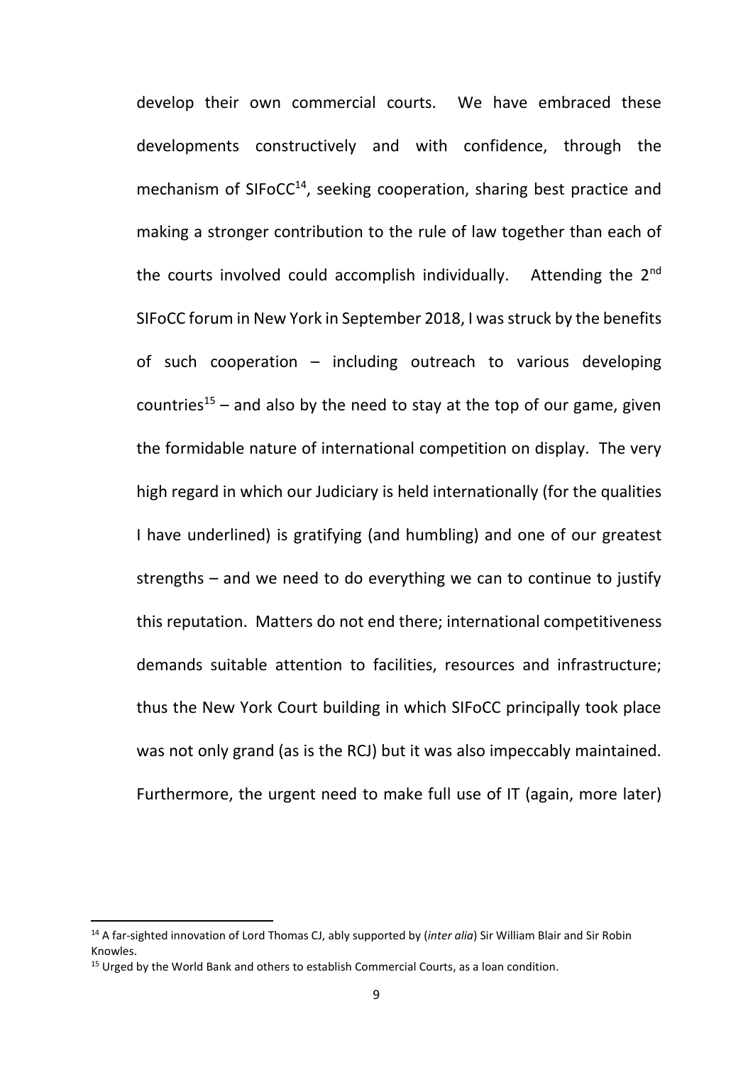develop their own commercial courts. We have embraced these developments constructively and with confidence, through the mechanism of SIFoCC[14], seeking cooperation, sharing best practice and making a stronger contribution to the rule of law together than each of the courts involved could accomplish individually. Attending the 2nd SIFoCC forum in New York in September 2018, I was struck by the benefits of such cooperation – including outreach to various developing countries[15] – and also by the need to stay at the top of our game, given the formidable nature of international competition on display. The very high regard in which our Judiciary is held internationally (for the qualities I have underlined) is gratifying (and humbling) and one of our greatest strengths – and we need to do everything we can to continue to justify this reputation. Matters do not end there; international competitiveness demands suitable attention to facilities, resources and infrastructure; thus the New York Court building in which SIFoCC principally took place was not only grand (as is the RCJ) but it was also impeccably maintained. Furthermore, the urgent need to make full use of IT (again, more later)

---

[14] A far-sighted innovation of Lord Thomas CJ, ably supported by (*inter alia*) Sir William Blair and Sir Robin Knowles.

[15] Urged by the World Bank and others to establish Commercial Courts, as a loan condition.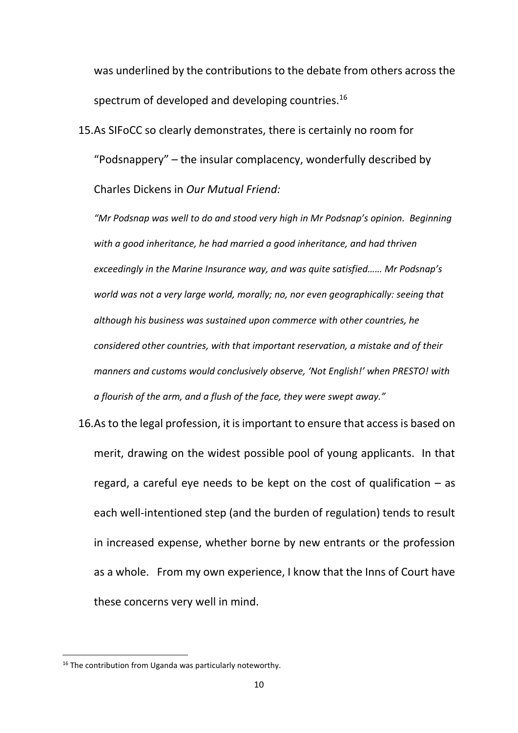was underlined by the contributions to the debate from others across the spectrum of developed and developing countries.[16]

15. As SIFoCC so clearly demonstrates, there is certainly no room for "Podsnappery" – the insular complacency, wonderfully described by Charles Dickens in *Our Mutual Friend:*

*"Mr Podsnap was well to do and stood very high in Mr Podsnap's opinion. Beginning with a good inheritance, he had married a good inheritance, and had thriven exceedingly in the Marine Insurance way, and was quite satisfied…… Mr Podsnap's world was not a very large world, morally; no, nor even geographically: seeing that although his business was sustained upon commerce with other countries, he considered other countries, with that important reservation, a mistake and of their manners and customs would conclusively observe, 'Not English!' when PRESTO! with a flourish of the arm, and a flush of the face, they were swept away."*

16. As to the legal profession, it is important to ensure that access is based on merit, drawing on the widest possible pool of young applicants. In that regard, a careful eye needs to be kept on the cost of qualification – as each well-intentioned step (and the burden of regulation) tends to result in increased expense, whether borne by new entrants or the profession as a whole. From my own experience, I know that the Inns of Court have these concerns very well in mind.

[16] The contribution from Uganda was particularly noteworthy.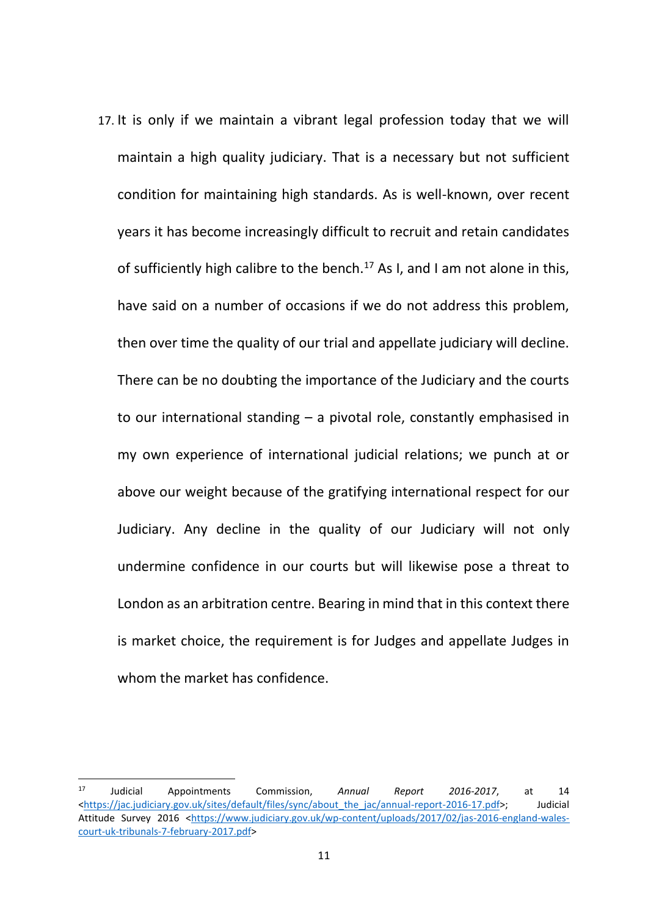17. It is only if we maintain a vibrant legal profession today that we will maintain a high quality judiciary. That is a necessary but not sufficient condition for maintaining high standards. As is well-known, over recent years it has become increasingly difficult to recruit and retain candidates of sufficiently high calibre to the bench.[17] As I, and I am not alone in this, have said on a number of occasions if we do not address this problem, then over time the quality of our trial and appellate judiciary will decline. There can be no doubting the importance of the Judiciary and the courts to our international standing – a pivotal role, constantly emphasised in my own experience of international judicial relations; we punch at or above our weight because of the gratifying international respect for our Judiciary. Any decline in the quality of our Judiciary will not only undermine confidence in our courts but will likewise pose a threat to London as an arbitration centre. Bearing in mind that in this context there is market choice, the requirement is for Judges and appellate Judges in whom the market has confidence.

---

[17] Judicial Appointments Commission, *Annual Report 2016-2017*, at 14 <https://jac.judiciary.gov.uk/sites/default/files/sync/about_the_jac/annual-report-2016-17.pdf>; Judicial Attitude Survey 2016 <https://www.judiciary.gov.uk/wp-content/uploads/2017/02/jas-2016-england-wales-court-uk-tribunals-7-february-2017.pdf>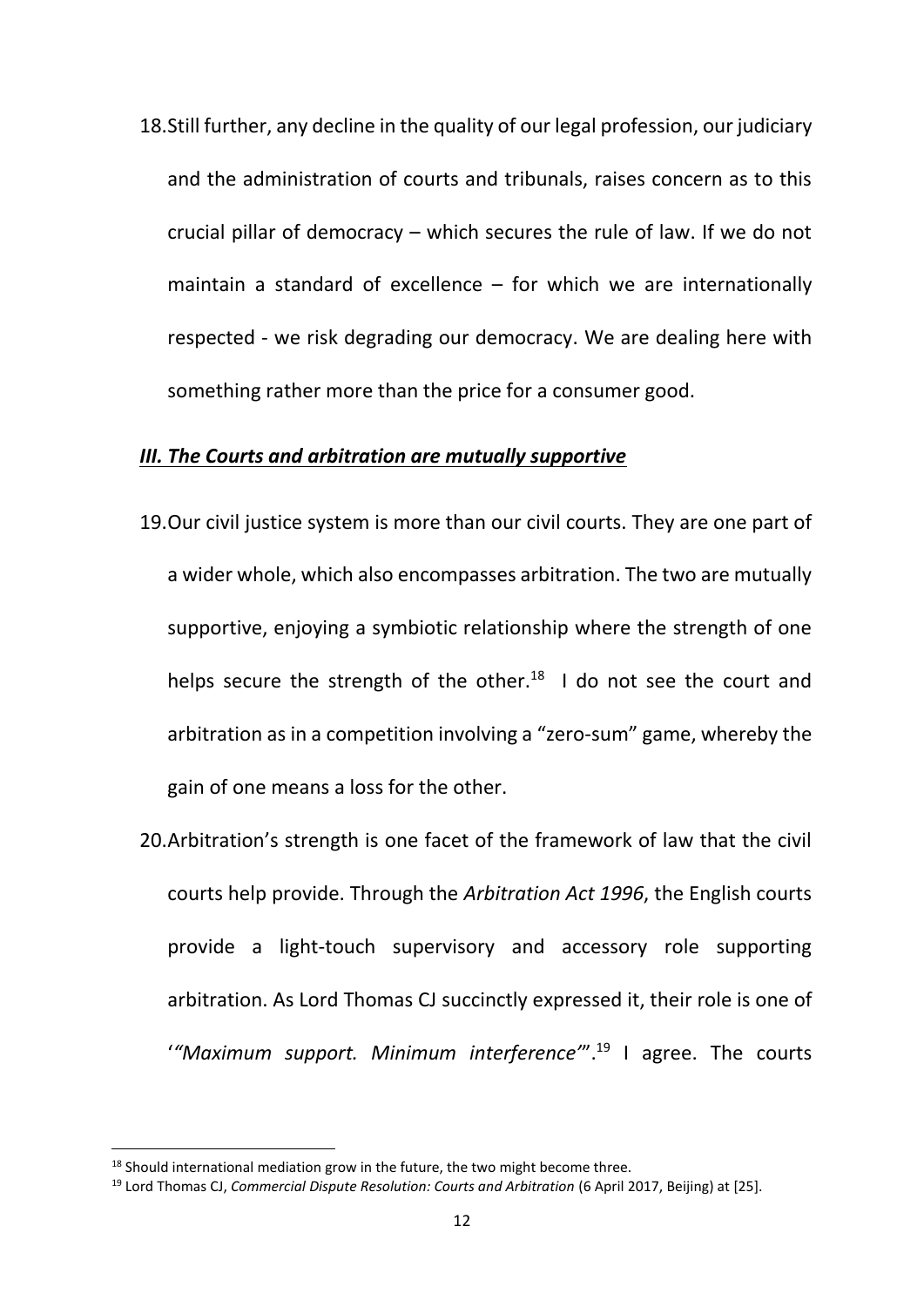18. Still further, any decline in the quality of our legal profession, our judiciary and the administration of courts and tribunals, raises concern as to this crucial pillar of democracy – which secures the rule of law. If we do not maintain a standard of excellence – for which we are internationally respected - we risk degrading our democracy. We are dealing here with something rather more than the price for a consumer good.

## ***III. The Courts and arbitration are mutually supportive***

19. Our civil justice system is more than our civil courts. They are one part of a wider whole, which also encompasses arbitration. The two are mutually supportive, enjoying a symbiotic relationship where the strength of one helps secure the strength of the other.[18] I do not see the court and arbitration as in a competition involving a "zero-sum" game, whereby the gain of one means a loss for the other.

20. Arbitration's strength is one facet of the framework of law that the civil courts help provide. Through the *Arbitration Act 1996*, the English courts provide a light-touch supervisory and accessory role supporting arbitration. As Lord Thomas CJ succinctly expressed it, their role is one of '*"Maximum support. Minimum interference"*'.[19] I agree. The courts

---

[18] Should international mediation grow in the future, the two might become three.

[19] Lord Thomas CJ, *Commercial Dispute Resolution: Courts and Arbitration* (6 April 2017, Beijing) at [25].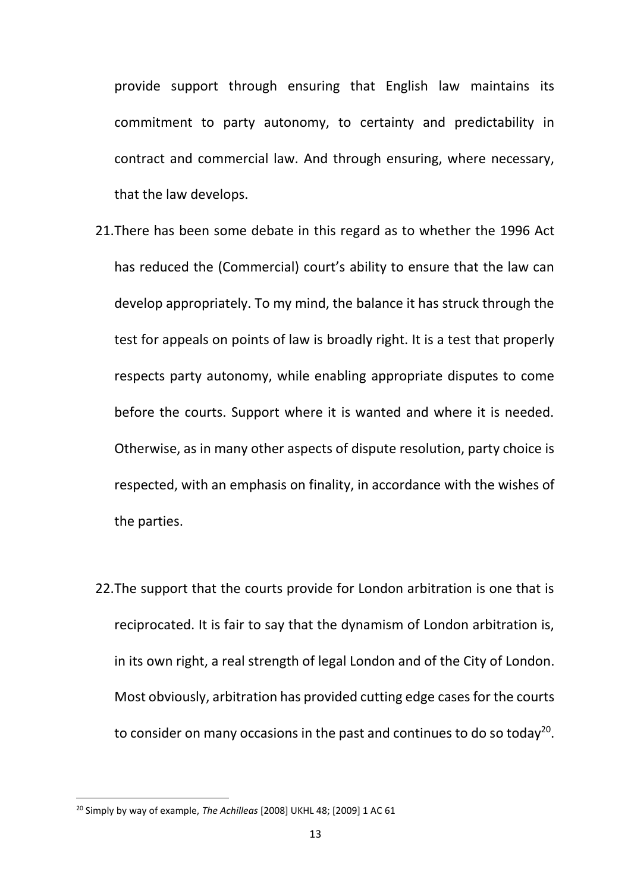provide support through ensuring that English law maintains its commitment to party autonomy, to certainty and predictability in contract and commercial law. And through ensuring, where necessary, that the law develops.

21. There has been some debate in this regard as to whether the 1996 Act has reduced the (Commercial) court's ability to ensure that the law can develop appropriately. To my mind, the balance it has struck through the test for appeals on points of law is broadly right. It is a test that properly respects party autonomy, while enabling appropriate disputes to come before the courts. Support where it is wanted and where it is needed. Otherwise, as in many other aspects of dispute resolution, party choice is respected, with an emphasis on finality, in accordance with the wishes of the parties.

22. The support that the courts provide for London arbitration is one that is reciprocated. It is fair to say that the dynamism of London arbitration is, in its own right, a real strength of legal London and of the City of London. Most obviously, arbitration has provided cutting edge cases for the courts to consider on many occasions in the past and continues to do so today[20].

[20] Simply by way of example, *The Achilleas* [2008] UKHL 48; [2009] 1 AC 61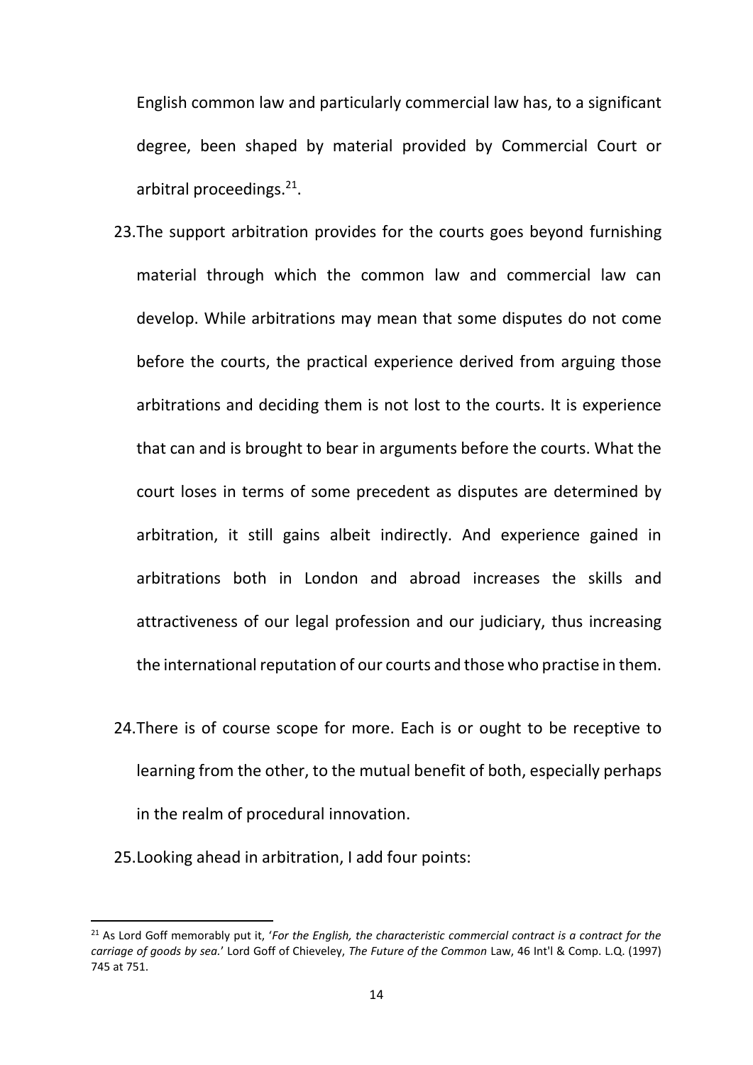English common law and particularly commercial law has, to a significant degree, been shaped by material provided by Commercial Court or arbitral proceedings.[21].

23. The support arbitration provides for the courts goes beyond furnishing material through which the common law and commercial law can develop. While arbitrations may mean that some disputes do not come before the courts, the practical experience derived from arguing those arbitrations and deciding them is not lost to the courts. It is experience that can and is brought to bear in arguments before the courts. What the court loses in terms of some precedent as disputes are determined by arbitration, it still gains albeit indirectly. And experience gained in arbitrations both in London and abroad increases the skills and attractiveness of our legal profession and our judiciary, thus increasing the international reputation of our courts and those who practise in them.

24. There is of course scope for more. Each is or ought to be receptive to learning from the other, to the mutual benefit of both, especially perhaps in the realm of procedural innovation.

25. Looking ahead in arbitration, I add four points:

---

[21] As Lord Goff memorably put it, '*For the English, the characteristic commercial contract is a contract for the carriage of goods by sea.*' Lord Goff of Chieveley, *The Future of the Common* Law, 46 Int'l & Comp. L.Q. (1997) 745 at 751.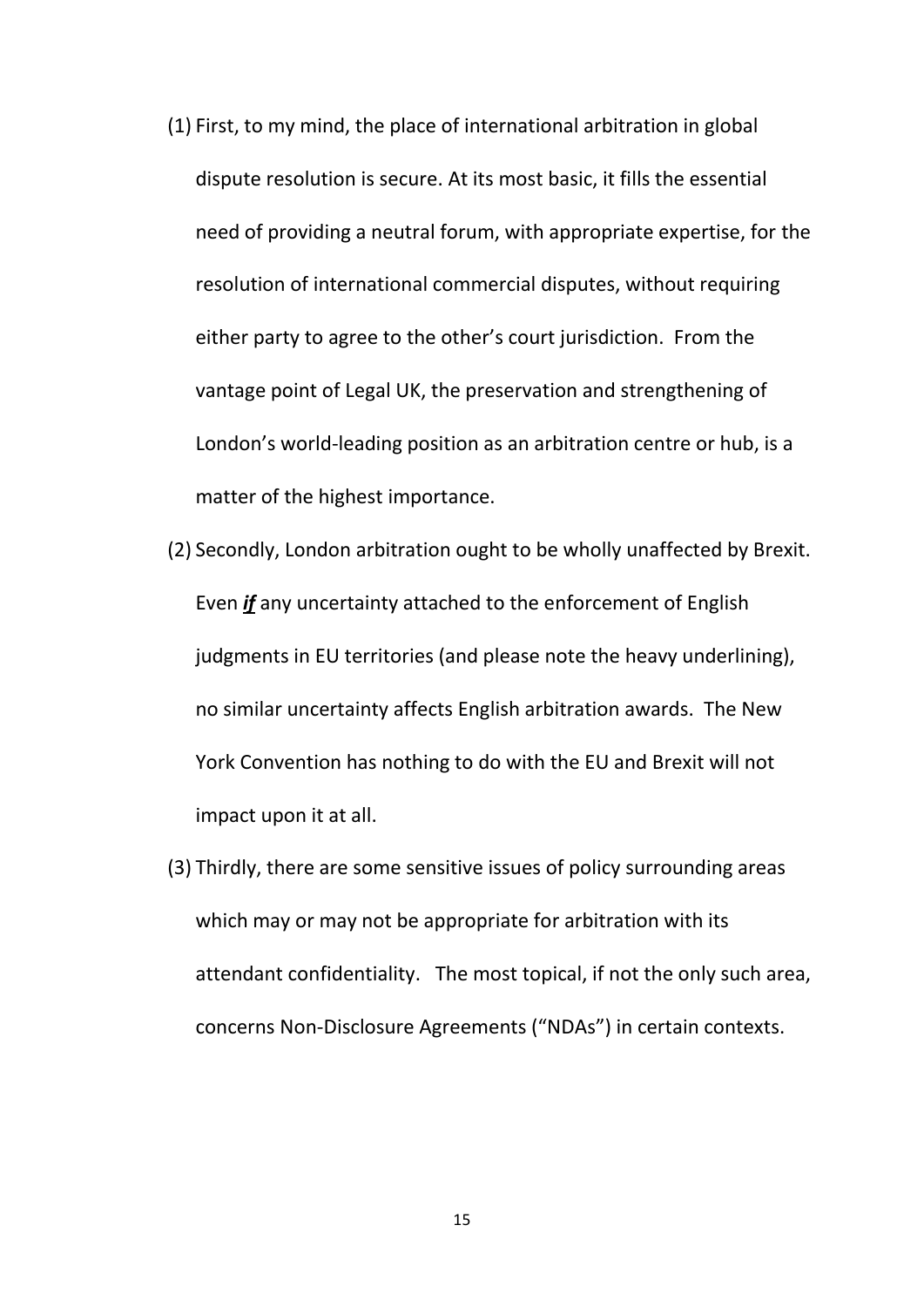(1) First, to my mind, the place of international arbitration in global dispute resolution is secure. At its most basic, it fills the essential need of providing a neutral forum, with appropriate expertise, for the resolution of international commercial disputes, without requiring either party to agree to the other's court jurisdiction. From the vantage point of Legal UK, the preservation and strengthening of London's world-leading position as an arbitration centre or hub, is a matter of the highest importance.

(2) Secondly, London arbitration ought to be wholly unaffected by Brexit. Even <u>***if***</u> any uncertainty attached to the enforcement of English judgments in EU territories (and please note the heavy underlining), no similar uncertainty affects English arbitration awards. The New York Convention has nothing to do with the EU and Brexit will not impact upon it at all.

(3) Thirdly, there are some sensitive issues of policy surrounding areas which may or may not be appropriate for arbitration with its attendant confidentiality. The most topical, if not the only such area, concerns Non-Disclosure Agreements ("NDAs") in certain contexts.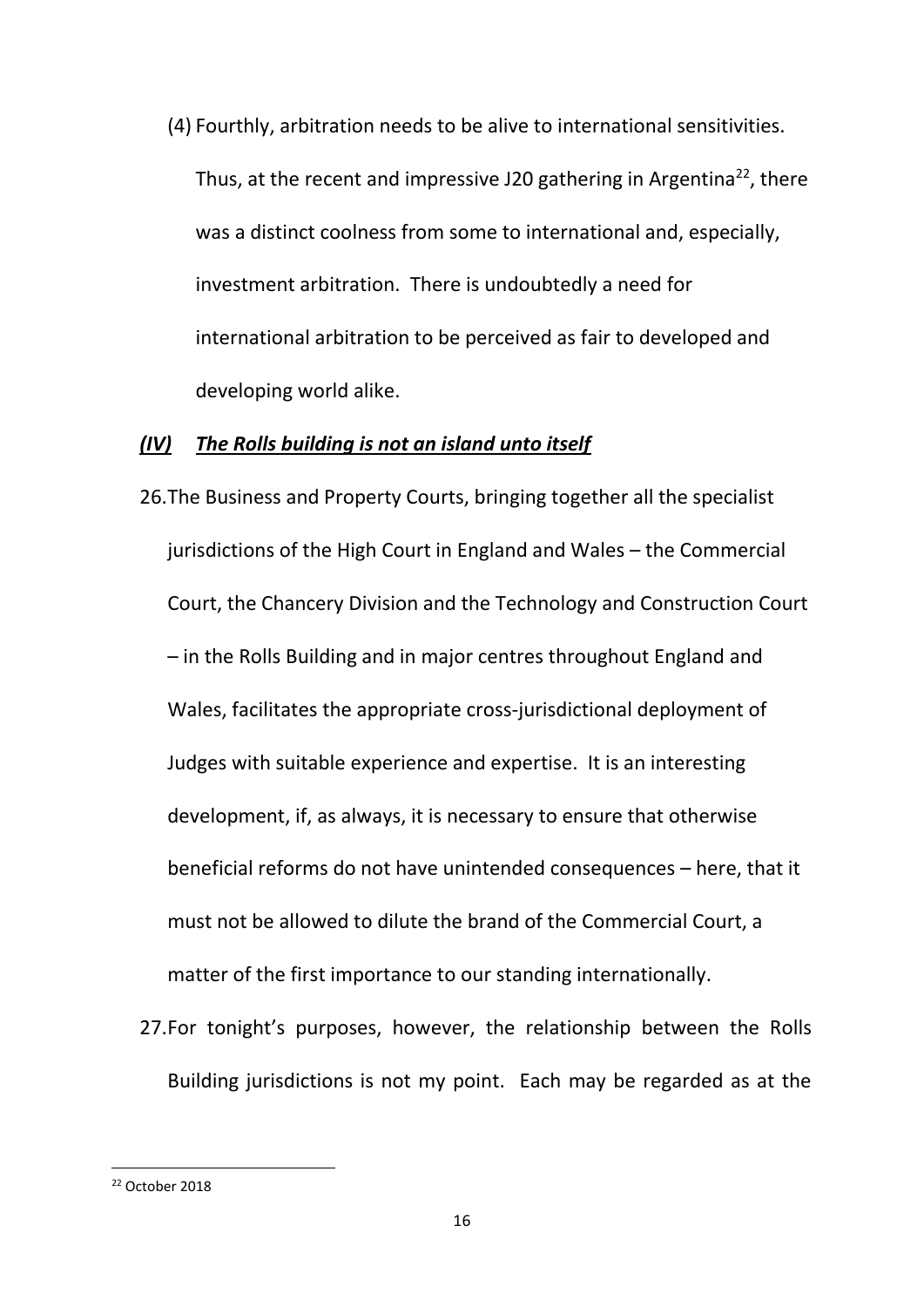(4) Fourthly, arbitration needs to be alive to international sensitivities. Thus, at the recent and impressive J20 gathering in Argentina[22], there was a distinct coolness from some to international and, especially, investment arbitration. There is undoubtedly a need for international arbitration to be perceived as fair to developed and developing world alike.

### *(IV) The Rolls building is not an island unto itself*

26. The Business and Property Courts, bringing together all the specialist jurisdictions of the High Court in England and Wales – the Commercial Court, the Chancery Division and the Technology and Construction Court – in the Rolls Building and in major centres throughout England and Wales, facilitates the appropriate cross-jurisdictional deployment of Judges with suitable experience and expertise. It is an interesting development, if, as always, it is necessary to ensure that otherwise beneficial reforms do not have unintended consequences – here, that it must not be allowed to dilute the brand of the Commercial Court, a matter of the first importance to our standing internationally.

27. For tonight's purposes, however, the relationship between the Rolls Building jurisdictions is not my point. Each may be regarded as at the

[22] October 2018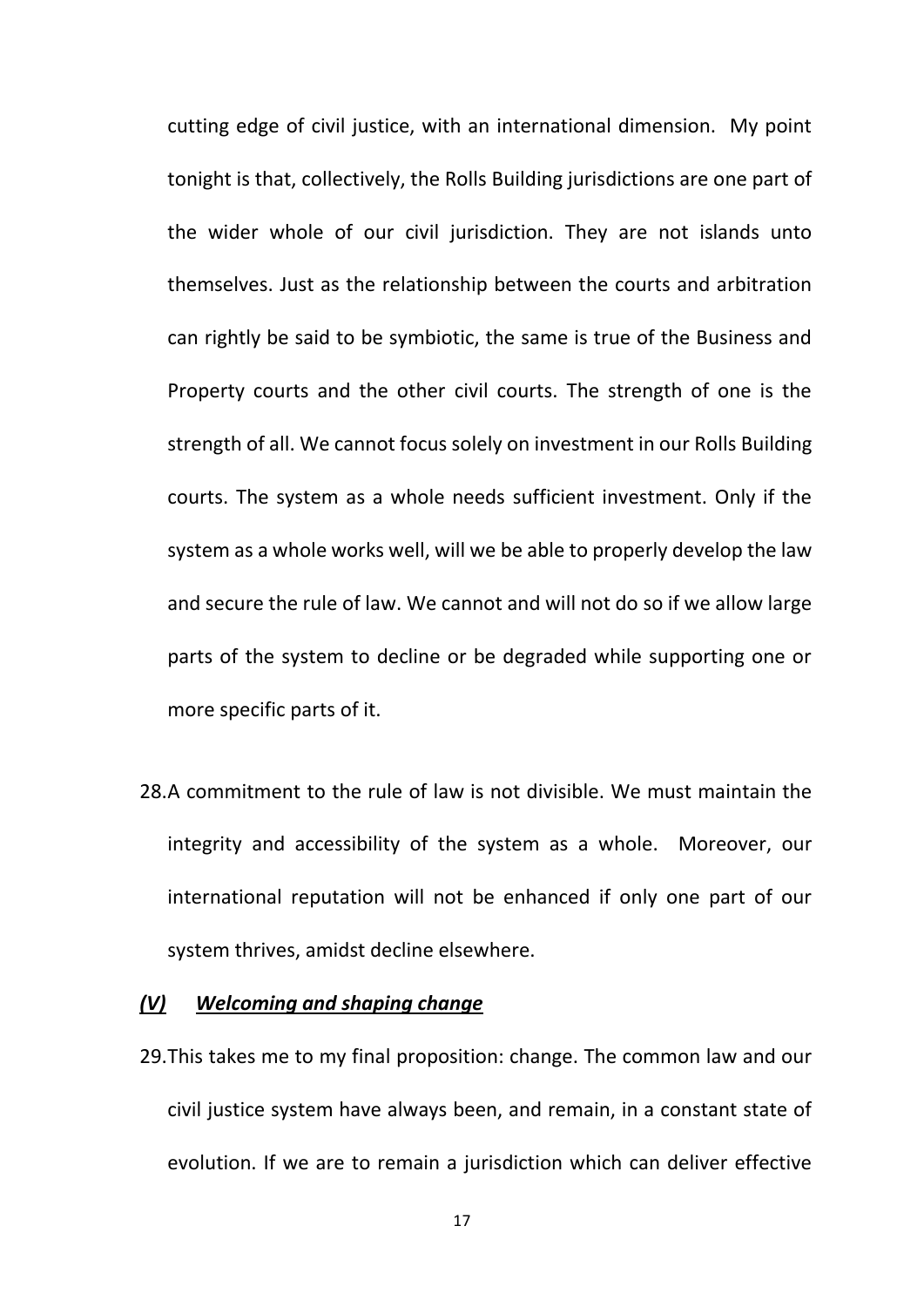cutting edge of civil justice, with an international dimension. My point tonight is that, collectively, the Rolls Building jurisdictions are one part of the wider whole of our civil jurisdiction. They are not islands unto themselves. Just as the relationship between the courts and arbitration can rightly be said to be symbiotic, the same is true of the Business and Property courts and the other civil courts. The strength of one is the strength of all. We cannot focus solely on investment in our Rolls Building courts. The system as a whole needs sufficient investment. Only if the system as a whole works well, will we be able to properly develop the law and secure the rule of law. We cannot and will not do so if we allow large parts of the system to decline or be degraded while supporting one or more specific parts of it.

28. A commitment to the rule of law is not divisible. We must maintain the integrity and accessibility of the system as a whole. Moreover, our international reputation will not be enhanced if only one part of our system thrives, amidst decline elsewhere.

## ***(V) Welcoming and shaping change***

29. This takes me to my final proposition: change. The common law and our civil justice system have always been, and remain, in a constant state of evolution. If we are to remain a jurisdiction which can deliver effective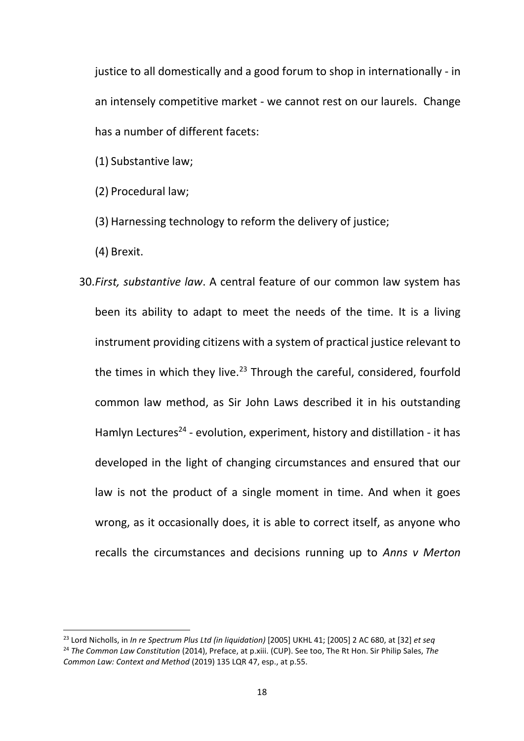justice to all domestically and a good forum to shop in internationally - in an intensely competitive market - we cannot rest on our laurels. Change has a number of different facets:

(1) Substantive law;

(2) Procedural law;

(3) Harnessing technology to reform the delivery of justice;

(4) Brexit.

30. *First, substantive law*. A central feature of our common law system has been its ability to adapt to meet the needs of the time. It is a living instrument providing citizens with a system of practical justice relevant to the times in which they live.[23] Through the careful, considered, fourfold common law method, as Sir John Laws described it in his outstanding Hamlyn Lectures[24] - evolution, experiment, history and distillation - it has developed in the light of changing circumstances and ensured that our law is not the product of a single moment in time. And when it goes wrong, as it occasionally does, it is able to correct itself, as anyone who recalls the circumstances and decisions running up to *Anns v Merton*

---

[23] Lord Nicholls, in *In re Spectrum Plus Ltd (in liquidation)* [2005] UKHL 41; [2005] 2 AC 680, at [32] *et seq*

[24] *The Common Law Constitution* (2014), Preface, at p.xiii. (CUP). See too, The Rt Hon. Sir Philip Sales, *The Common Law: Context and Method* (2019) 135 LQR 47, esp., at p.55.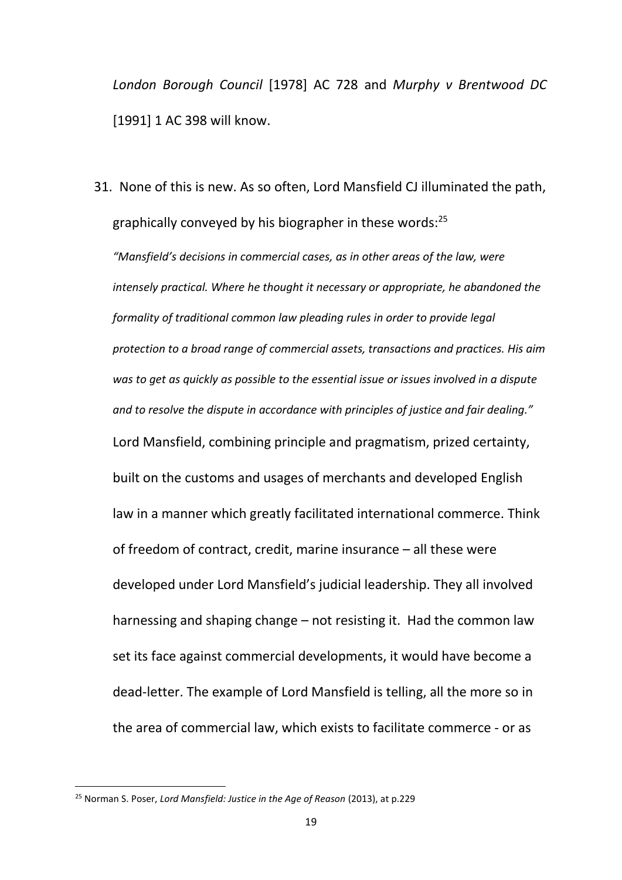*London Borough Council* [1978] AC 728 and *Murphy v Brentwood DC* [1991] 1 AC 398 will know.

31. None of this is new. As so often, Lord Mansfield CJ illuminated the path, graphically conveyed by his biographer in these words:[25]

    *"Mansfield's decisions in commercial cases, as in other areas of the law, were intensely practical. Where he thought it necessary or appropriate, he abandoned the formality of traditional common law pleading rules in order to provide legal protection to a broad range of commercial assets, transactions and practices. His aim was to get as quickly as possible to the essential issue or issues involved in a dispute and to resolve the dispute in accordance with principles of justice and fair dealing."*

    Lord Mansfield, combining principle and pragmatism, prized certainty, built on the customs and usages of merchants and developed English law in a manner which greatly facilitated international commerce. Think of freedom of contract, credit, marine insurance – all these were developed under Lord Mansfield's judicial leadership. They all involved harnessing and shaping change – not resisting it. Had the common law set its face against commercial developments, it would have become a dead-letter. The example of Lord Mansfield is telling, all the more so in the area of commercial law, which exists to facilitate commerce - or as

---

[25] Norman S. Poser, *Lord Mansfield: Justice in the Age of Reason* (2013), at p.229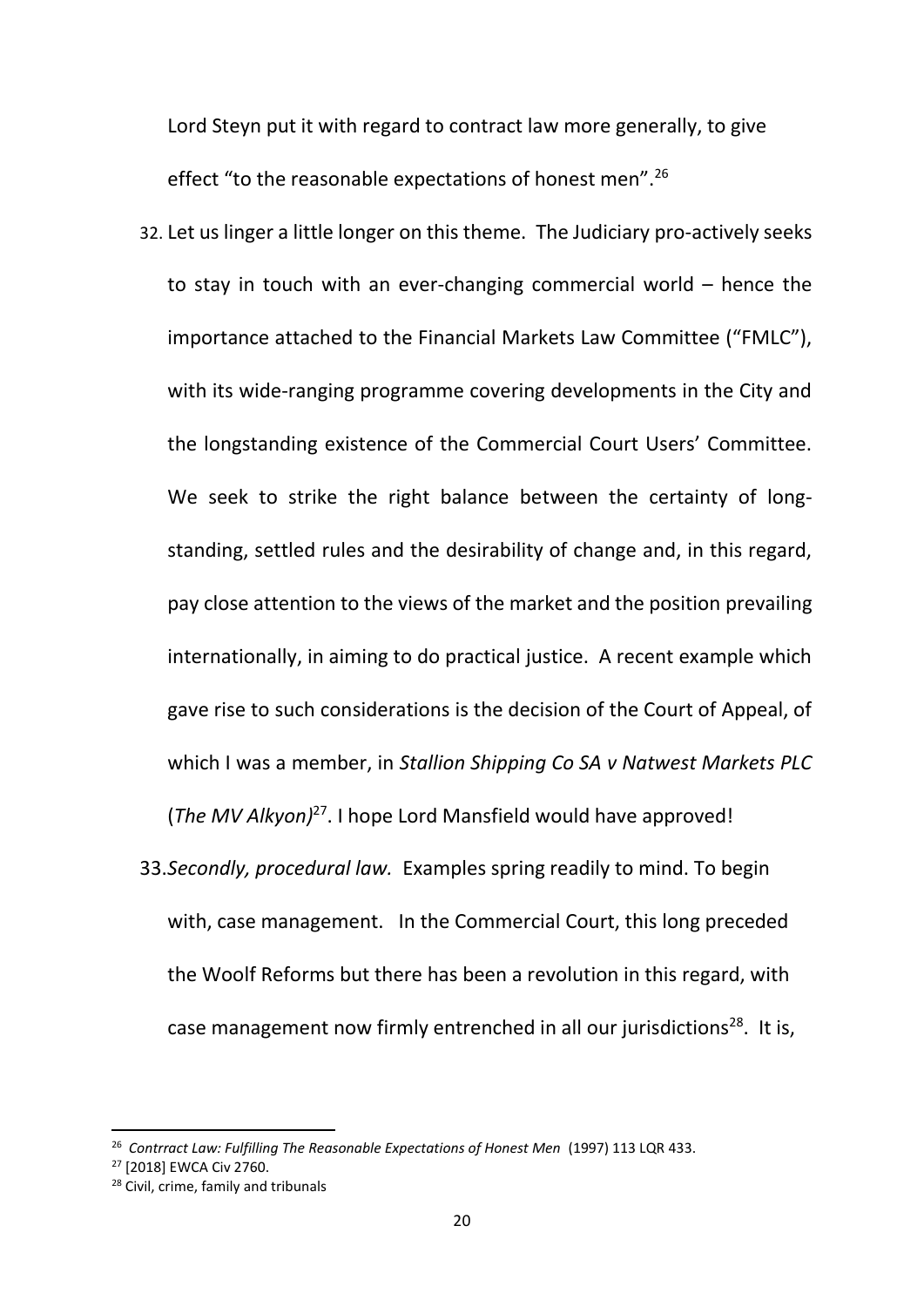Lord Steyn put it with regard to contract law more generally, to give effect "to the reasonable expectations of honest men".[26]

32. Let us linger a little longer on this theme. The Judiciary pro-actively seeks to stay in touch with an ever-changing commercial world – hence the importance attached to the Financial Markets Law Committee ("FMLC"), with its wide-ranging programme covering developments in the City and the longstanding existence of the Commercial Court Users' Committee. We seek to strike the right balance between the certainty of long-standing, settled rules and the desirability of change and, in this regard, pay close attention to the views of the market and the position prevailing internationally, in aiming to do practical justice. A recent example which gave rise to such considerations is the decision of the Court of Appeal, of which I was a member, in *Stallion Shipping Co SA v Natwest Markets PLC* (*The MV Alkyon)*[27]. I hope Lord Mansfield would have approved!

33. *Secondly, procedural law.* Examples spring readily to mind. To begin with, case management. In the Commercial Court, this long preceded the Woolf Reforms but there has been a revolution in this regard, with case management now firmly entrenched in all our jurisdictions[28]. It is,

---

[26] *Contrract Law: Fulfilling The Reasonable Expectations of Honest Men* (1997) 113 LQR 433.

[27] [2018] EWCA Civ 2760.

[28] Civil, crime, family and tribunals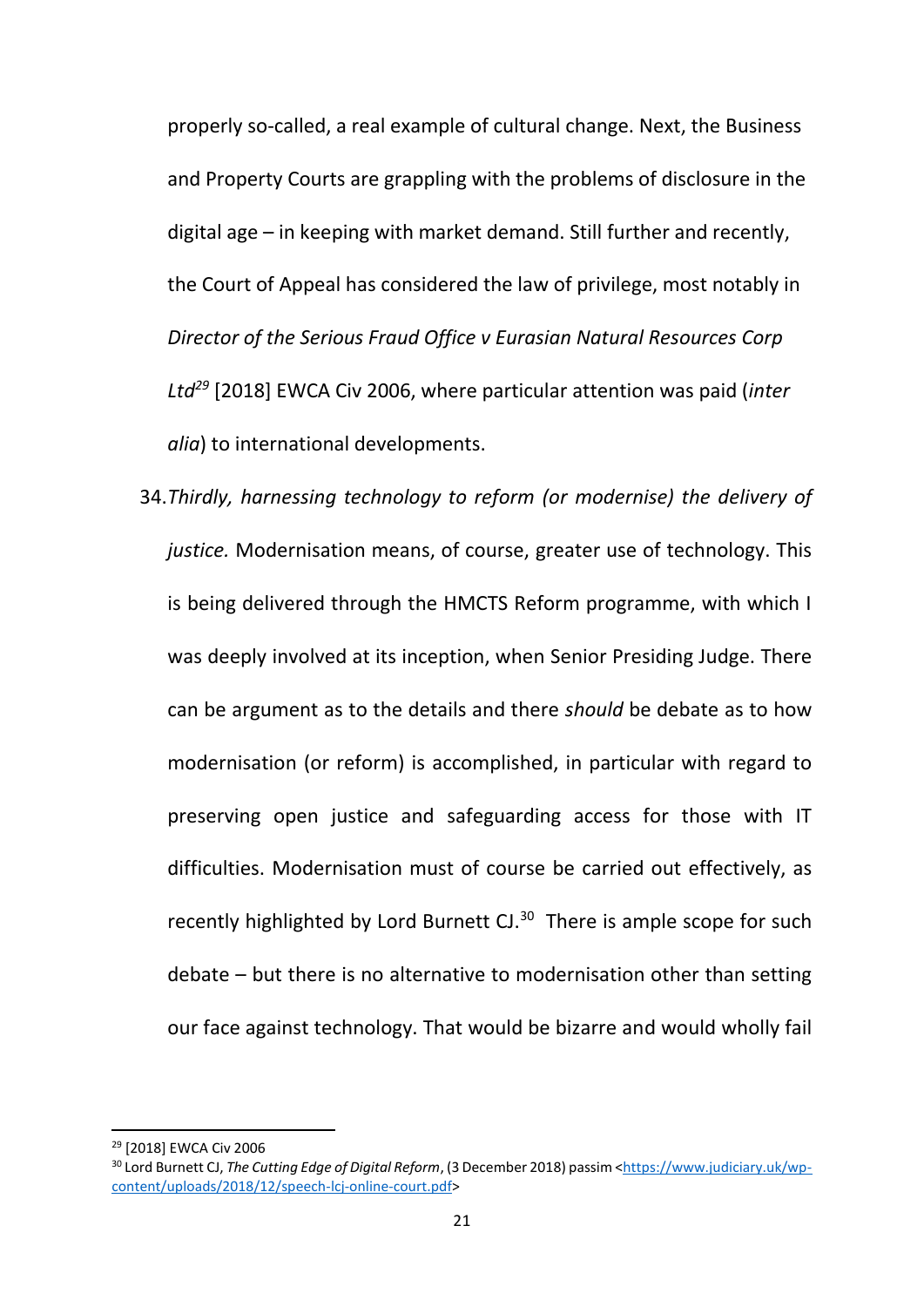properly so-called, a real example of cultural change. Next, the Business and Property Courts are grappling with the problems of disclosure in the digital age – in keeping with market demand. Still further and recently, the Court of Appeal has considered the law of privilege, most notably in *Director of the Serious Fraud Office v Eurasian Natural Resources Corp Ltd*[29] [2018] EWCA Civ 2006, where particular attention was paid (*inter alia*) to international developments.

34. *Thirdly, harnessing technology to reform (or modernise) the delivery of justice.* Modernisation means, of course, greater use of technology. This is being delivered through the HMCTS Reform programme, with which I was deeply involved at its inception, when Senior Presiding Judge. There can be argument as to the details and there *should* be debate as to how modernisation (or reform) is accomplished, in particular with regard to preserving open justice and safeguarding access for those with IT difficulties. Modernisation must of course be carried out effectively, as recently highlighted by Lord Burnett CJ.[30] There is ample scope for such debate – but there is no alternative to modernisation other than setting our face against technology. That would be bizarre and would wholly fail

---

[29] [2018] EWCA Civ 2006

[30] Lord Burnett CJ, *The Cutting Edge of Digital Reform*, (3 December 2018) passim <https://www.judiciary.uk/wp-content/uploads/2018/12/speech-lcj-online-court.pdf>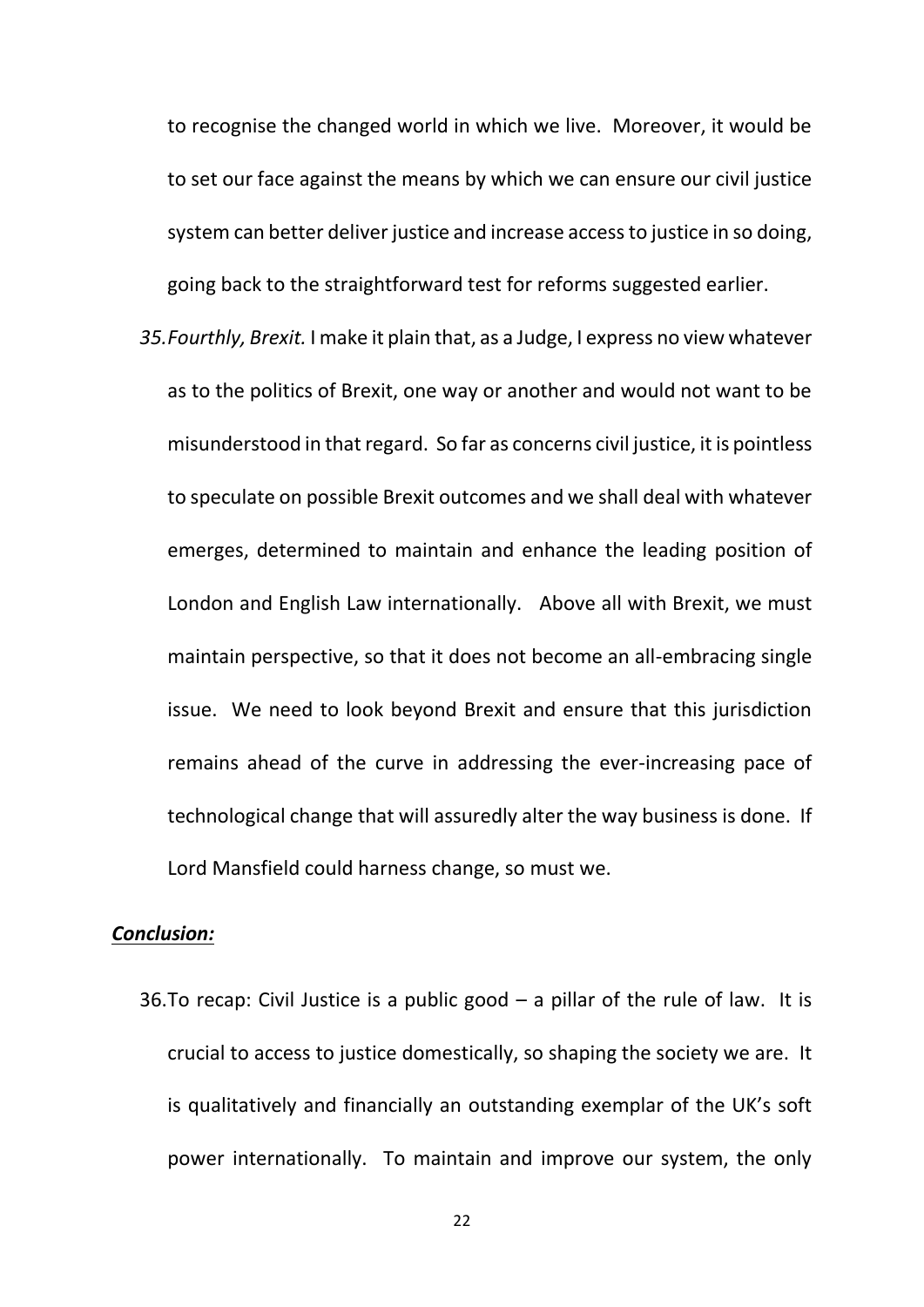to recognise the changed world in which we live. Moreover, it would be to set our face against the means by which we can ensure our civil justice system can better deliver justice and increase access to justice in so doing, going back to the straightforward test for reforms suggested earlier.

35. *Fourthly, Brexit.* I make it plain that, as a Judge, I express no view whatever as to the politics of Brexit, one way or another and would not want to be misunderstood in that regard. So far as concerns civil justice, it is pointless to speculate on possible Brexit outcomes and we shall deal with whatever emerges, determined to maintain and enhance the leading position of London and English Law internationally. Above all with Brexit, we must maintain perspective, so that it does not become an all-embracing single issue. We need to look beyond Brexit and ensure that this jurisdiction remains ahead of the curve in addressing the ever-increasing pace of technological change that will assuredly alter the way business is done. If Lord Mansfield could harness change, so must we.

***Conclusion:***

36. To recap: Civil Justice is a public good – a pillar of the rule of law. It is crucial to access to justice domestically, so shaping the society we are. It is qualitatively and financially an outstanding exemplar of the UK's soft power internationally. To maintain and improve our system, the only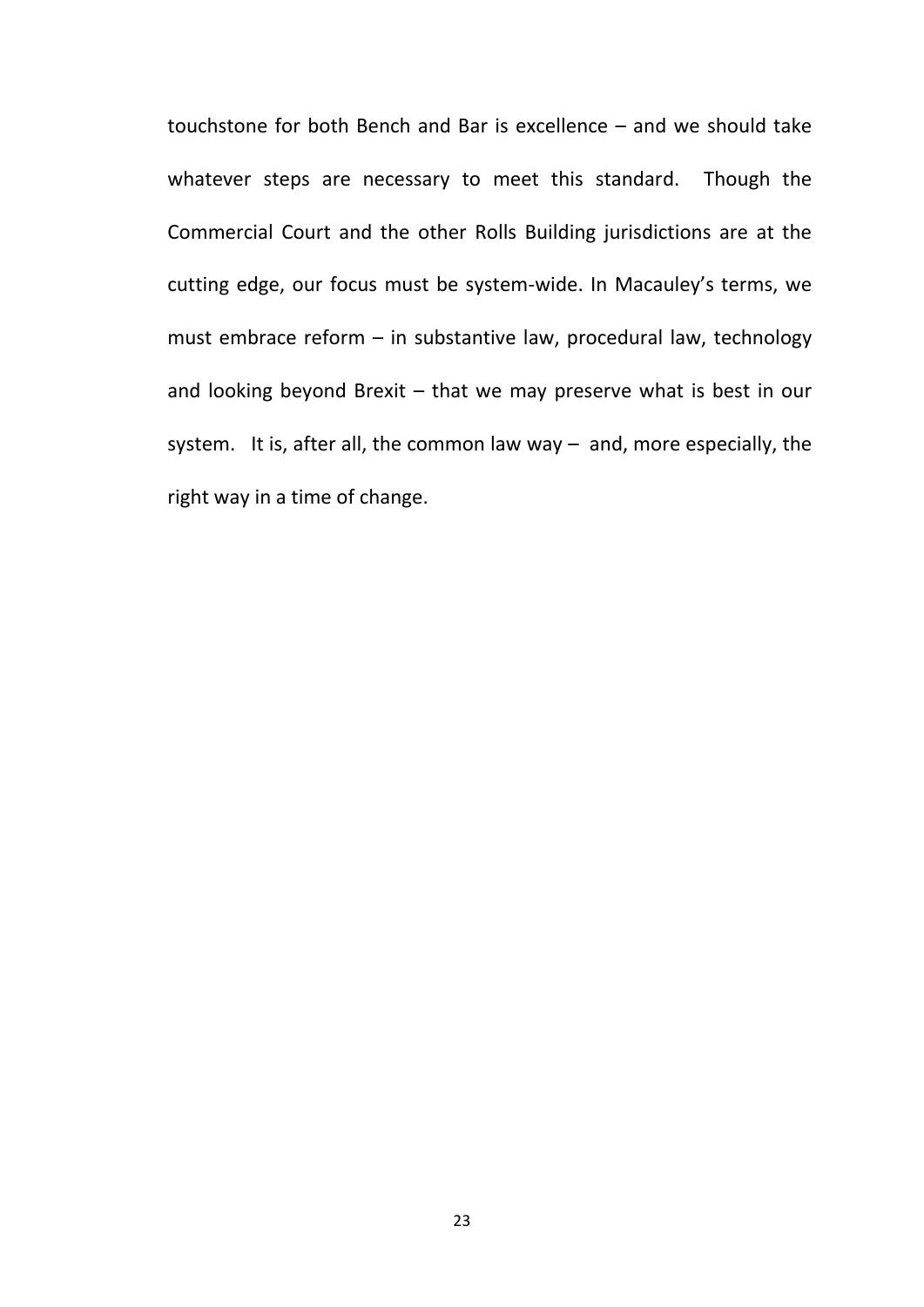touchstone for both Bench and Bar is excellence – and we should take whatever steps are necessary to meet this standard. Though the Commercial Court and the other Rolls Building jurisdictions are at the cutting edge, our focus must be system-wide. In Macauley's terms, we must embrace reform – in substantive law, procedural law, technology and looking beyond Brexit – that we may preserve what is best in our system. It is, after all, the common law way – and, more especially, the right way in a time of change.